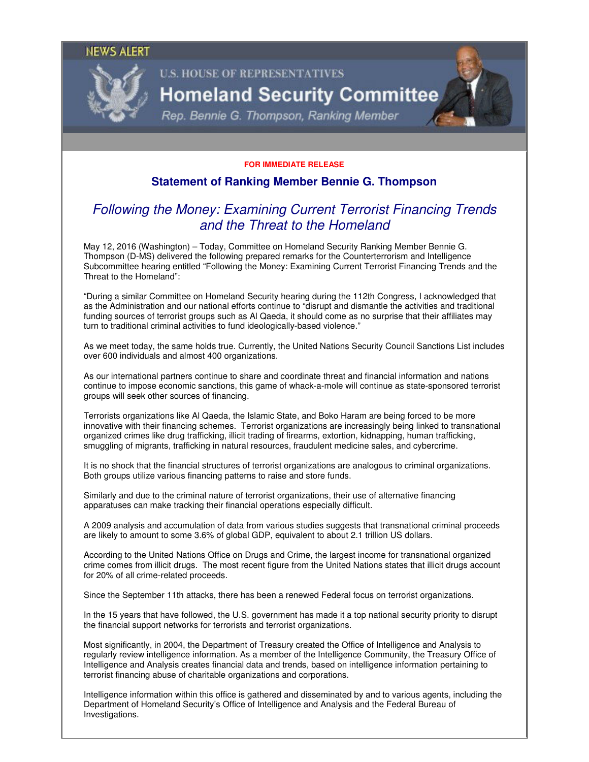NEWS ALERT

U.S. HOUSE OF REPRESENTATIVES

# Homeland Security Committee

*Rep. Bennie G. Thompson, Ranking Member*

**FOR IMMEDIATE RELEASE**

## Statement of Ranking Member Bennie G. Thompson

## *Following the Money: Examining Current Terrorist Financing Trends and the Threat to the Homeland*

May 12, 2016 (Washington) – Today, Committee on Homeland Security Ranking Member Bennie G. Thompson (D-MS) delivered the following prepared remarks for the Counterterrorism and Intelligence Subcommittee hearing entitled "Following the Money: Examining Current Terrorist Financing Trends and the Threat to the Homeland":

"During a similar Committee on Homeland Security hearing during the 112th Congress, I acknowledged that as the Administration and our national efforts continue to "disrupt and dismantle the activities and traditional funding sources of terrorist groups such as Al Qaeda, it should come as no surprise that their affiliates may turn to traditional criminal activities to fund ideologically-based violence."

As we meet today, the same holds true. Currently, the United Nations Security Council Sanctions List includes over 600 individuals and almost 400 organizations.

As our international partners continue to share and coordinate threat and financial information and nations continue to impose economic sanctions, this game of whack-a-mole will continue as state-sponsored terrorist groups will seek other sources of financing.

Terrorists organizations like Al Qaeda, the Islamic State, and Boko Haram are being forced to be more innovative with their financing schemes. Terrorist organizations are increasingly being linked to transnational organized crimes like drug trafficking, illicit trading of firearms, extortion, kidnapping, human trafficking, smuggling of migrants, trafficking in natural resources, fraudulent medicine sales, and cybercrime.

It is no shock that the financial structures of terrorist organizations are analogous to criminal organizations. Both groups utilize various financing patterns to raise and store funds.

Similarly and due to the criminal nature of terrorist organizations, their use of alternative financing apparatuses can make tracking their financial operations especially difficult.

A 2009 analysis and accumulation of data from various studies suggests that transnational criminal proceeds are likely to amount to some 3.6% of global GDP, equivalent to about 2.1 trillion US dollars.

According to the United Nations Office on Drugs and Crime, the largest income for transnational organized crime comes from illicit drugs. The most recent figure from the United Nations states that illicit drugs account for 20% of all crime-related proceeds.

Since the September 11th attacks, there has been a renewed Federal focus on terrorist organizations.

In the 15 years that have followed, the U.S. government has made it a top national security priority to disrupt the financial support networks for terrorists and terrorist organizations.

Most significantly, in 2004, the Department of Treasury created the Office of Intelligence and Analysis to regularly review intelligence information. As a member of the Intelligence Community, the Treasury Office of Intelligence and Analysis creates financial data and trends, based on intelligence information pertaining to terrorist financing abuse of charitable organizations and corporations.

Intelligence information within this office is gathered and disseminated by and to various agents, including the Department of Homeland Security's Office of Intelligence and Analysis and the Federal Bureau of Investigations.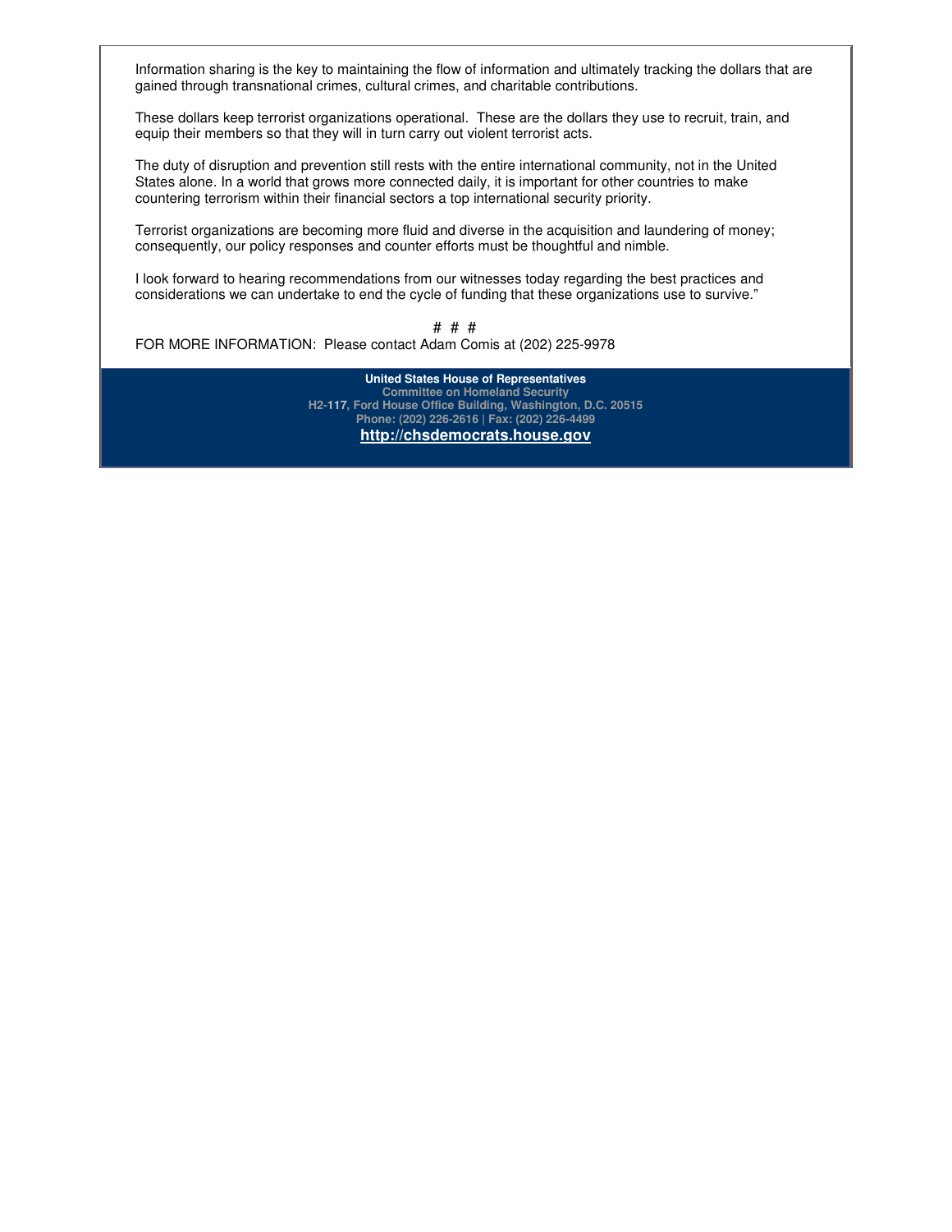Information sharing is the key to maintaining the flow of information and ultimately tracking the dollars that are gained through transnational crimes, cultural crimes, and charitable contributions.

These dollars keep terrorist organizations operational. These are the dollars they use to recruit, train, and equip their members so that they will in turn carry out violent terrorist acts.

The duty of disruption and prevention still rests with the entire international community, not in the United States alone. In a world that grows more connected daily, it is important for other countries to make countering terrorism within their financial sectors a top international security priority.

Terrorist organizations are becoming more fluid and diverse in the acquisition and laundering of money; consequently, our policy responses and counter efforts must be thoughtful and nimble.

I look forward to hearing recommendations from our witnesses today regarding the best practices and considerations we can undertake to end the cycle of funding that these organizations use to survive."

# # #

FOR MORE INFORMATION: Please contact Adam Comis at (202) 225-9978

**United States House of Representatives**
**Committee on Homeland Security**
**H2-117, Ford House Office Building, Washington, D.C. 20515**
**Phone: (202) 226-2616 | Fax: (202) 226-4499**
**http://chsdemocrats.house.gov**